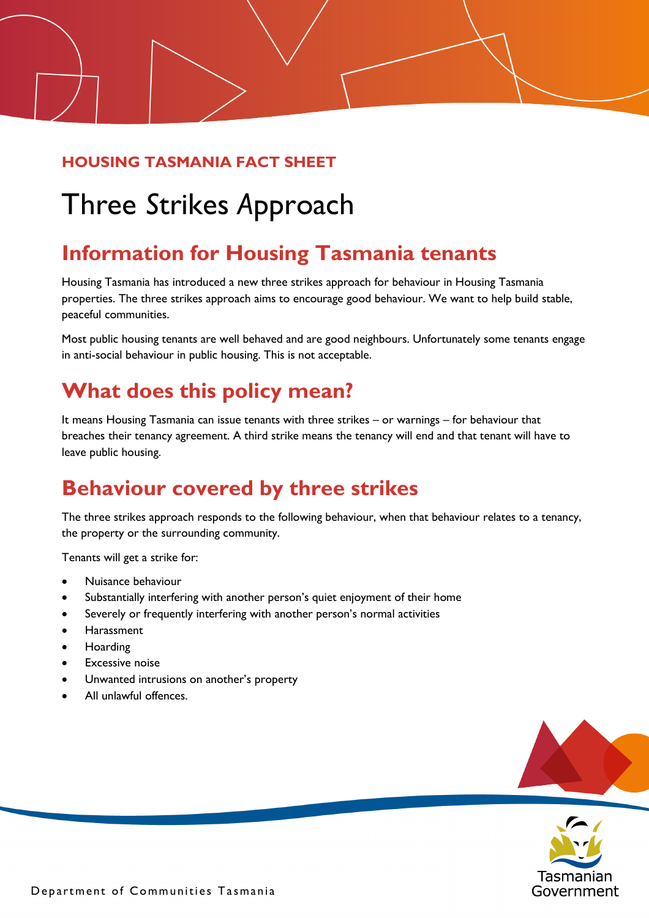HOUSING TASMANIA FACT SHEET

# Three Strikes Approach

## Information for Housing Tasmania tenants

Housing Tasmania has introduced a new three strikes approach for behaviour in Housing Tasmania properties. The three strikes approach aims to encourage good behaviour. We want to help build stable, peaceful communities.

Most public housing tenants are well behaved and are good neighbours. Unfortunately some tenants engage in anti-social behaviour in public housing. This is not acceptable.

## What does this policy mean?

It means Housing Tasmania can issue tenants with three strikes – or warnings – for behaviour that breaches their tenancy agreement. A third strike means the tenancy will end and that tenant will have to leave public housing.

## Behaviour covered by three strikes

The three strikes approach responds to the following behaviour, when that behaviour relates to a tenancy, the property or the surrounding community.

Tenants will get a strike for:

- Nuisance behaviour
- Substantially interfering with another person's quiet enjoyment of their home
- Severely or frequently interfering with another person's normal activities
- Harassment
- Hoarding
- Excessive noise
- Unwanted intrusions on another's property
- All unlawful offences.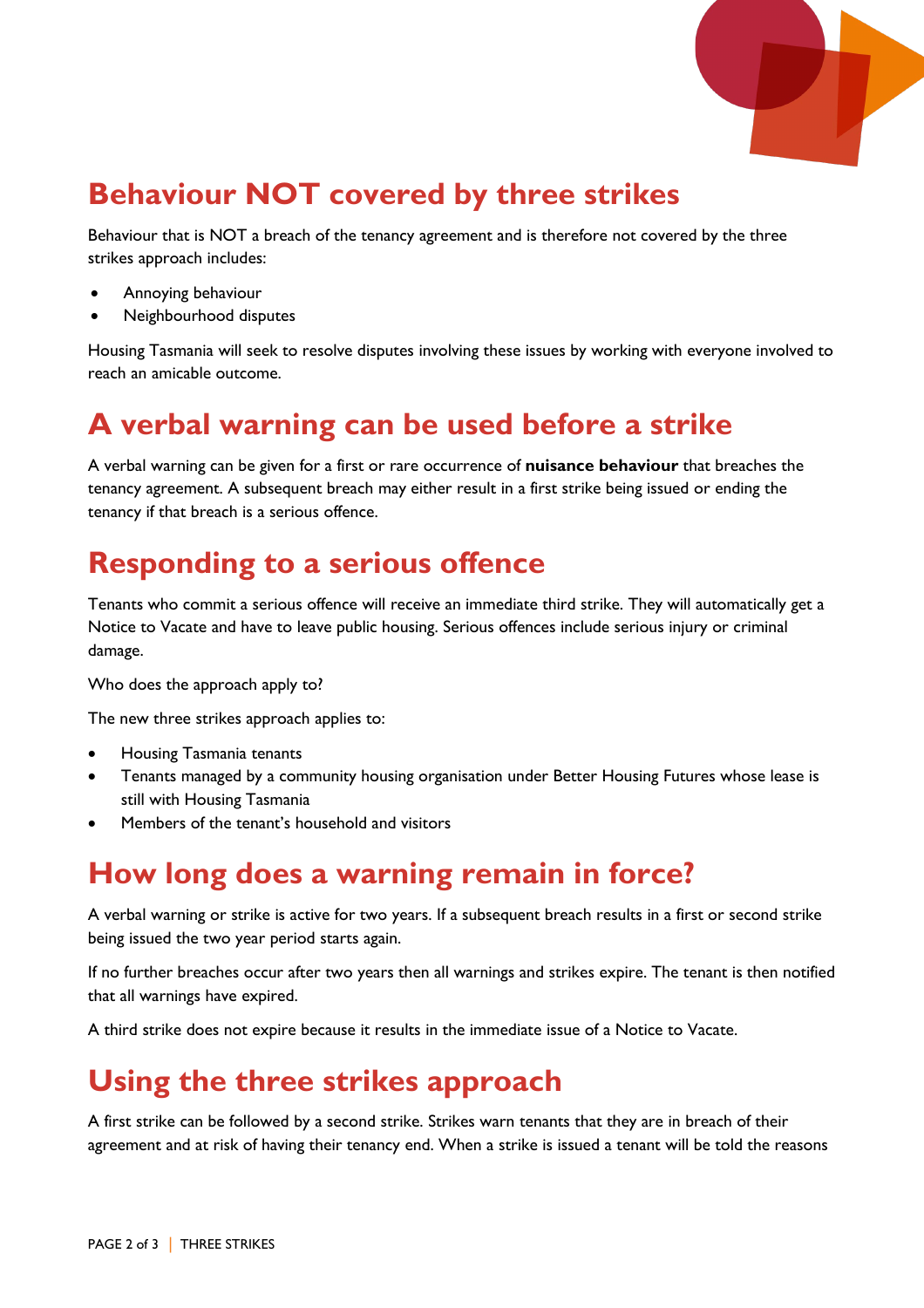## Behaviour NOT covered by three strikes

Behaviour that is NOT a breach of the tenancy agreement and is therefore not covered by the three strikes approach includes:

- Annoying behaviour
- Neighbourhood disputes

Housing Tasmania will seek to resolve disputes involving these issues by working with everyone involved to reach an amicable outcome.

## A verbal warning can be used before a strike

A verbal warning can be given for a first or rare occurrence of **nuisance behaviour** that breaches the tenancy agreement. A subsequent breach may either result in a first strike being issued or ending the tenancy if that breach is a serious offence.

## Responding to a serious offence

Tenants who commit a serious offence will receive an immediate third strike. They will automatically get a Notice to Vacate and have to leave public housing. Serious offences include serious injury or criminal damage.

Who does the approach apply to?

The new three strikes approach applies to:

- Housing Tasmania tenants
- Tenants managed by a community housing organisation under Better Housing Futures whose lease is still with Housing Tasmania
- Members of the tenant's household and visitors

## How long does a warning remain in force?

A verbal warning or strike is active for two years. If a subsequent breach results in a first or second strike being issued the two year period starts again.

If no further breaches occur after two years then all warnings and strikes expire. The tenant is then notified that all warnings have expired.

A third strike does not expire because it results in the immediate issue of a Notice to Vacate.

## Using the three strikes approach

A first strike can be followed by a second strike. Strikes warn tenants that they are in breach of their agreement and at risk of having their tenancy end. When a strike is issued a tenant will be told the reasons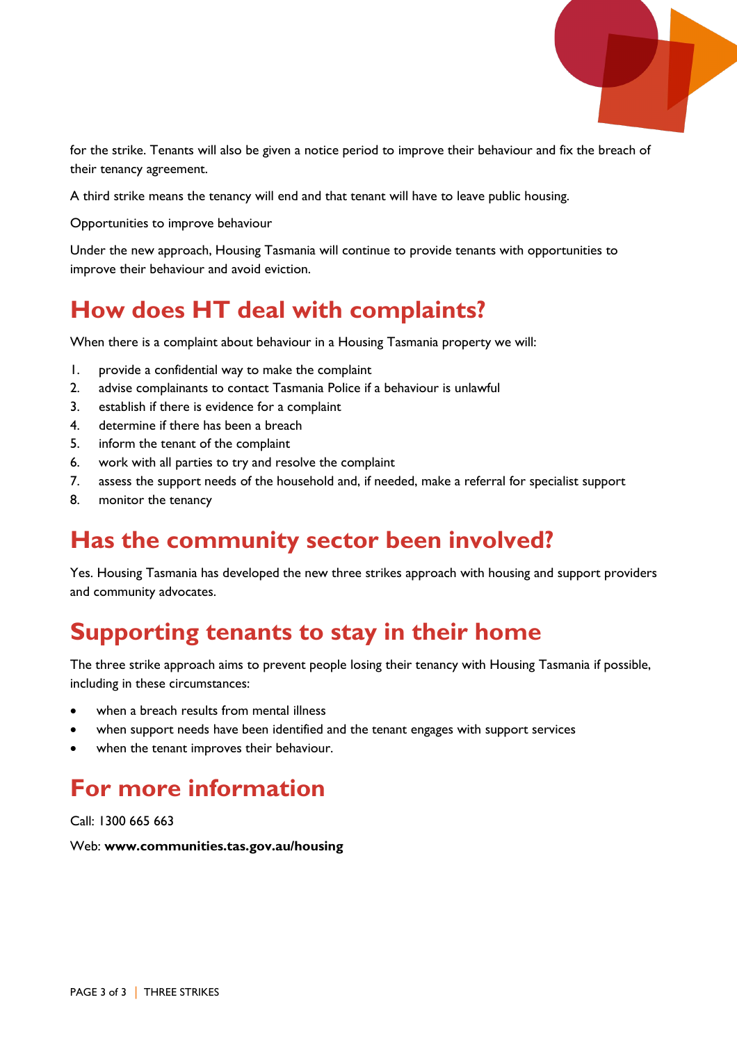for the strike. Tenants will also be given a notice period to improve their behaviour and fix the breach of their tenancy agreement.

A third strike means the tenancy will end and that tenant will have to leave public housing.

Opportunities to improve behaviour

Under the new approach, Housing Tasmania will continue to provide tenants with opportunities to improve their behaviour and avoid eviction.

## How does HT deal with complaints?

When there is a complaint about behaviour in a Housing Tasmania property we will:

1. provide a confidential way to make the complaint
2. advise complainants to contact Tasmania Police if a behaviour is unlawful
3. establish if there is evidence for a complaint
4. determine if there has been a breach
5. inform the tenant of the complaint
6. work with all parties to try and resolve the complaint
7. assess the support needs of the household and, if needed, make a referral for specialist support
8. monitor the tenancy

## Has the community sector been involved?

Yes. Housing Tasmania has developed the new three strikes approach with housing and support providers and community advocates.

## Supporting tenants to stay in their home

The three strike approach aims to prevent people losing their tenancy with Housing Tasmania if possible, including in these circumstances:

- when a breach results from mental illness
- when support needs have been identified and the tenant engages with support services
- when the tenant improves their behaviour.

## For more information

Call: 1300 665 663

Web: **www.communities.tas.gov.au/housing**